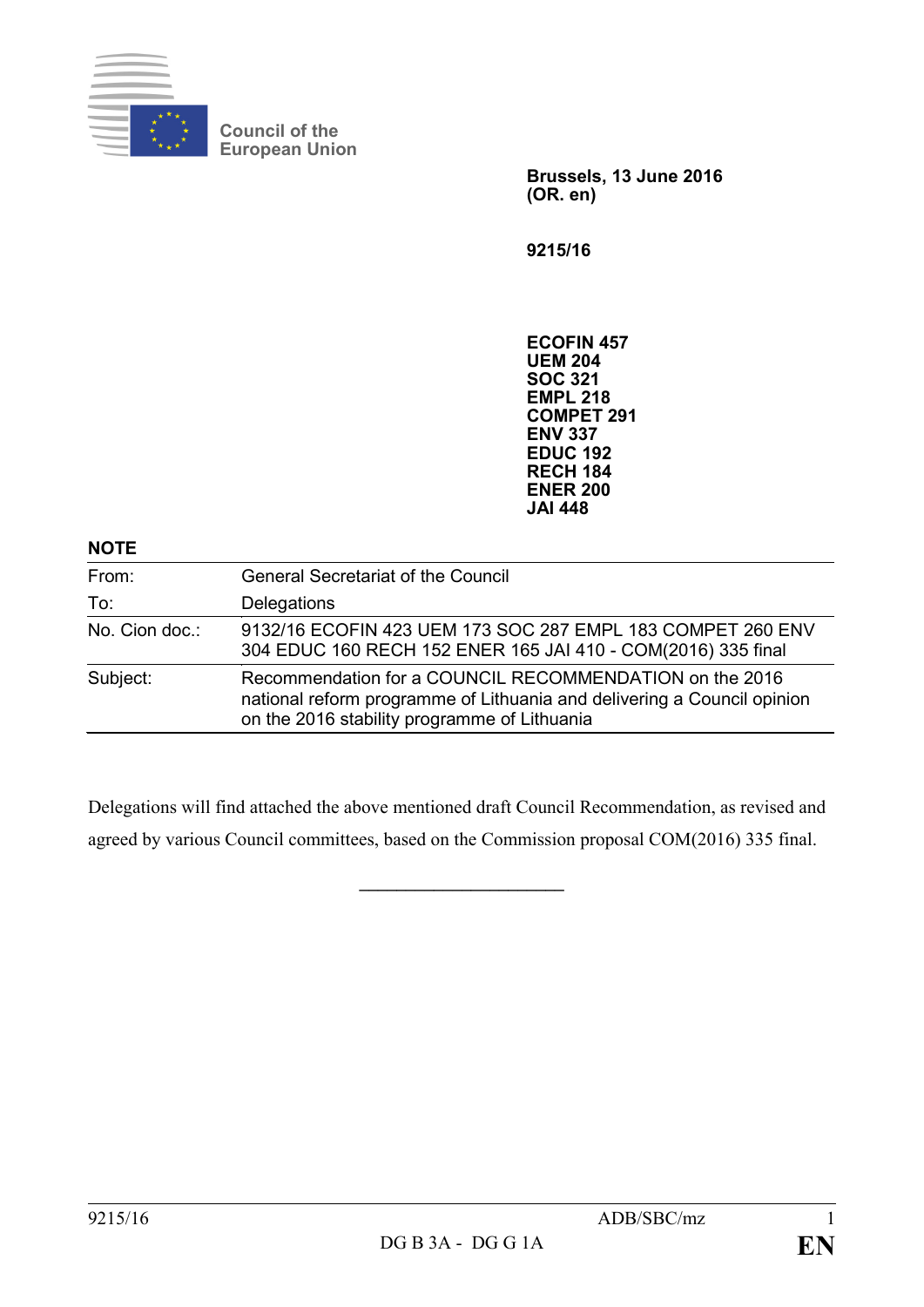Council of the European Union

**Brussels, 13 June 2016**
**(OR. en)**

**9215/16**

**ECOFIN 457**
**UEM 204**
**SOC 321**
**EMPL 218**
**COMPET 291**
**ENV 337**
**EDUC 192**
**RECH 184**
**ENER 200**
**JAI 448**

**NOTE**

| | |
|---|---|
| From: | General Secretariat of the Council |
| To: | Delegations |
| No. Cion doc.: | 9132/16 ECOFIN 423 UEM 173 SOC 287 EMPL 183 COMPET 260 ENV 304 EDUC 160 RECH 152 ENER 165 JAI 410 - COM(2016) 335 final |
| Subject: | Recommendation for a COUNCIL RECOMMENDATION on the 2016 national reform programme of Lithuania and delivering a Council opinion on the 2016 stability programme of Lithuania |

Delegations will find attached the above mentioned draft Council Recommendation, as revised and agreed by various Council committees, based on the Commission proposal COM(2016) 335 final.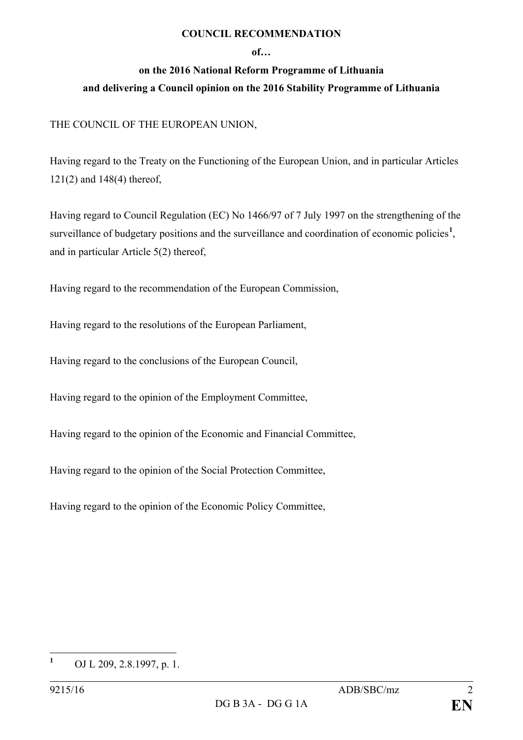**COUNCIL RECOMMENDATION**

**of…**

**on the 2016 National Reform Programme of Lithuania**
**and delivering a Council opinion on the 2016 Stability Programme of Lithuania**

THE COUNCIL OF THE EUROPEAN UNION,

Having regard to the Treaty on the Functioning of the European Union, and in particular Articles 121(2) and 148(4) thereof,

Having regard to Council Regulation (EC) No 1466/97 of 7 July 1997 on the strengthening of the surveillance of budgetary positions and the surveillance and coordination of economic policies[1], and in particular Article 5(2) thereof,

Having regard to the recommendation of the European Commission,

Having regard to the resolutions of the European Parliament,

Having regard to the conclusions of the European Council,

Having regard to the opinion of the Employment Committee,

Having regard to the opinion of the Economic and Financial Committee,

Having regard to the opinion of the Social Protection Committee,

Having regard to the opinion of the Economic Policy Committee,

---

[1] OJ L 209, 2.8.1997, p. 1.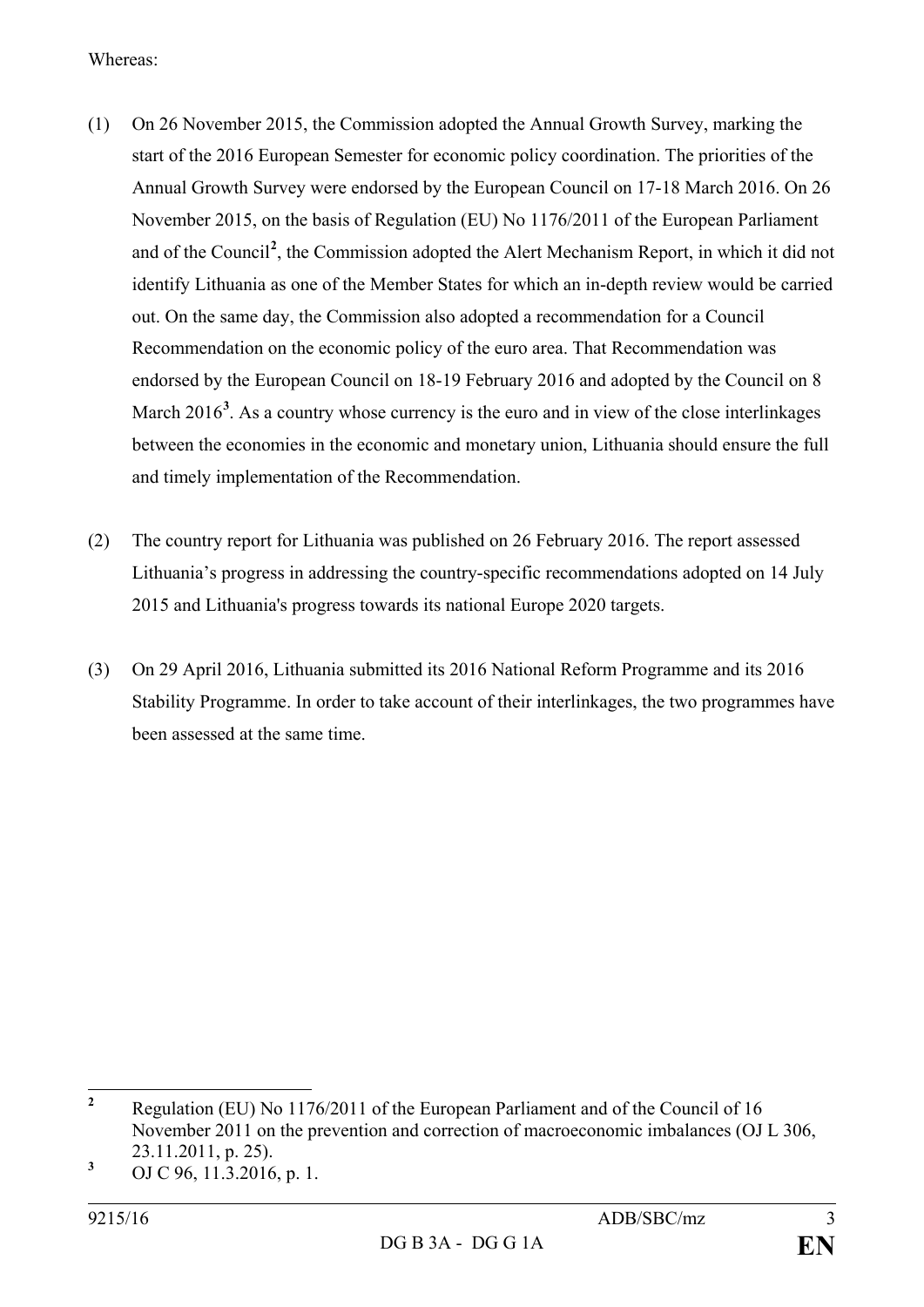Whereas:

(1) On 26 November 2015, the Commission adopted the Annual Growth Survey, marking the start of the 2016 European Semester for economic policy coordination. The priorities of the Annual Growth Survey were endorsed by the European Council on 17-18 March 2016. On 26 November 2015, on the basis of Regulation (EU) No 1176/2011 of the European Parliament and of the Council[2], the Commission adopted the Alert Mechanism Report, in which it did not identify Lithuania as one of the Member States for which an in-depth review would be carried out. On the same day, the Commission also adopted a recommendation for a Council Recommendation on the economic policy of the euro area. That Recommendation was endorsed by the European Council on 18-19 February 2016 and adopted by the Council on 8 March 2016[3]. As a country whose currency is the euro and in view of the close interlinkages between the economies in the economic and monetary union, Lithuania should ensure the full and timely implementation of the Recommendation.

(2) The country report for Lithuania was published on 26 February 2016. The report assessed Lithuania's progress in addressing the country-specific recommendations adopted on 14 July 2015 and Lithuania's progress towards its national Europe 2020 targets.

(3) On 29 April 2016, Lithuania submitted its 2016 National Reform Programme and its 2016 Stability Programme. In order to take account of their interlinkages, the two programmes have been assessed at the same time.

---

[2] Regulation (EU) No 1176/2011 of the European Parliament and of the Council of 16 November 2011 on the prevention and correction of macroeconomic imbalances (OJ L 306, 23.11.2011, p. 25).

[3] OJ C 96, 11.3.2016, p. 1.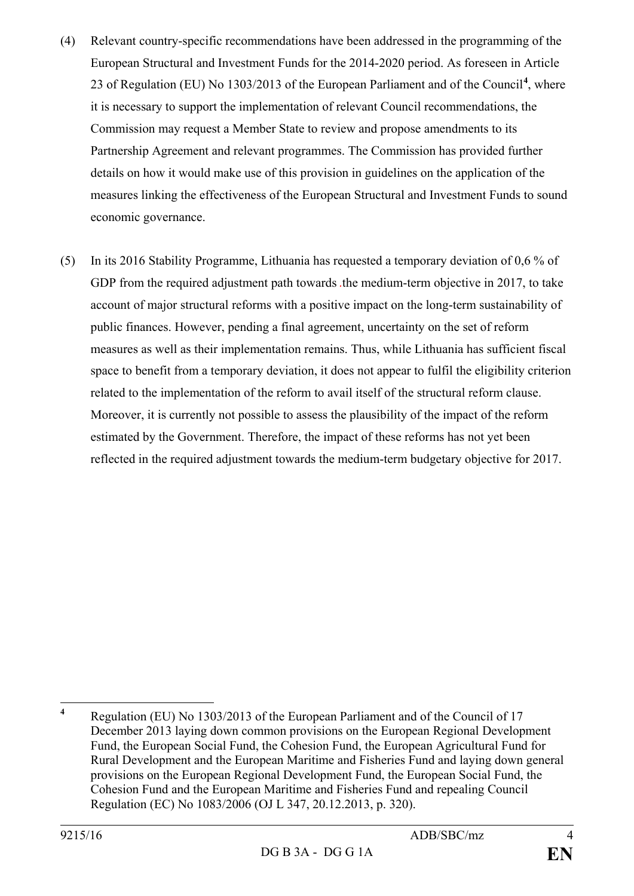(4) Relevant country-specific recommendations have been addressed in the programming of the European Structural and Investment Funds for the 2014-2020 period. As foreseen in Article 23 of Regulation (EU) No 1303/2013 of the European Parliament and of the Council[4], where it is necessary to support the implementation of relevant Council recommendations, the Commission may request a Member State to review and propose amendments to its Partnership Agreement and relevant programmes. The Commission has provided further details on how it would make use of this provision in guidelines on the application of the measures linking the effectiveness of the European Structural and Investment Funds to sound economic governance.

(5) In its 2016 Stability Programme, Lithuania has requested a temporary deviation of 0,6 % of GDP from the required adjustment path towards .the medium-term objective in 2017, to take account of major structural reforms with a positive impact on the long-term sustainability of public finances. However, pending a final agreement, uncertainty on the set of reform measures as well as their implementation remains. Thus, while Lithuania has sufficient fiscal space to benefit from a temporary deviation, it does not appear to fulfil the eligibility criterion related to the implementation of the reform to avail itself of the structural reform clause. Moreover, it is currently not possible to assess the plausibility of the impact of the reform estimated by the Government. Therefore, the impact of these reforms has not yet been reflected in the required adjustment towards the medium-term budgetary objective for 2017.

---

[4] Regulation (EU) No 1303/2013 of the European Parliament and of the Council of 17 December 2013 laying down common provisions on the European Regional Development Fund, the European Social Fund, the Cohesion Fund, the European Agricultural Fund for Rural Development and the European Maritime and Fisheries Fund and laying down general provisions on the European Regional Development Fund, the European Social Fund, the Cohesion Fund and the European Maritime and Fisheries Fund and repealing Council Regulation (EC) No 1083/2006 (OJ L 347, 20.12.2013, p. 320).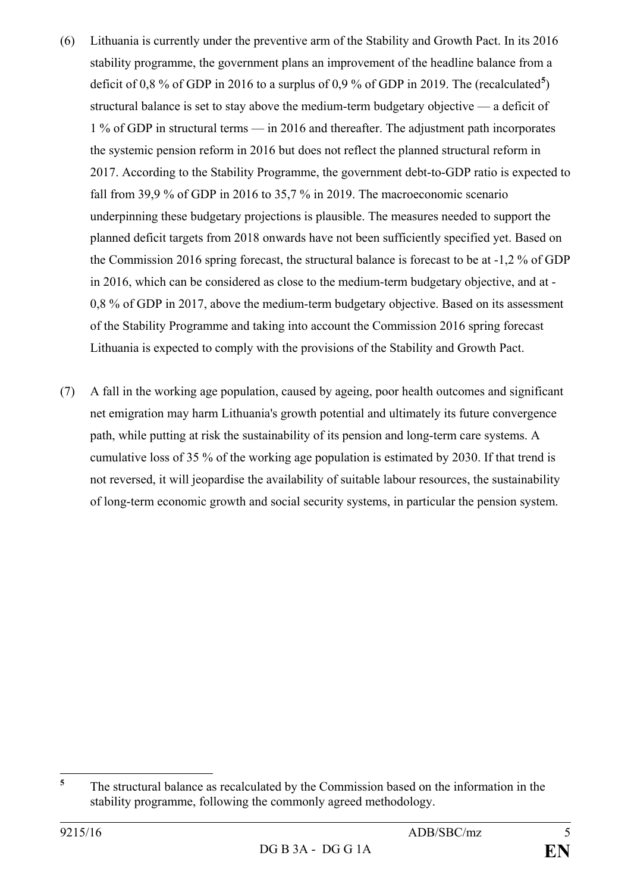(6) Lithuania is currently under the preventive arm of the Stability and Growth Pact. In its 2016 stability programme, the government plans an improvement of the headline balance from a deficit of 0,8 % of GDP in 2016 to a surplus of 0,9 % of GDP in 2019. The (recalculated[5]) structural balance is set to stay above the medium-term budgetary objective — a deficit of 1 % of GDP in structural terms — in 2016 and thereafter. The adjustment path incorporates the systemic pension reform in 2016 but does not reflect the planned structural reform in 2017. According to the Stability Programme, the government debt-to-GDP ratio is expected to fall from 39,9 % of GDP in 2016 to 35,7 % in 2019. The macroeconomic scenario underpinning these budgetary projections is plausible. The measures needed to support the planned deficit targets from 2018 onwards have not been sufficiently specified yet. Based on the Commission 2016 spring forecast, the structural balance is forecast to be at -1,2 % of GDP in 2016, which can be considered as close to the medium-term budgetary objective, and at -0,8 % of GDP in 2017, above the medium-term budgetary objective. Based on its assessment of the Stability Programme and taking into account the Commission 2016 spring forecast Lithuania is expected to comply with the provisions of the Stability and Growth Pact.

(7) A fall in the working age population, caused by ageing, poor health outcomes and significant net emigration may harm Lithuania's growth potential and ultimately its future convergence path, while putting at risk the sustainability of its pension and long-term care systems. A cumulative loss of 35 % of the working age population is estimated by 2030. If that trend is not reversed, it will jeopardise the availability of suitable labour resources, the sustainability of long-term economic growth and social security systems, in particular the pension system.

[5] The structural balance as recalculated by the Commission based on the information in the stability programme, following the commonly agreed methodology.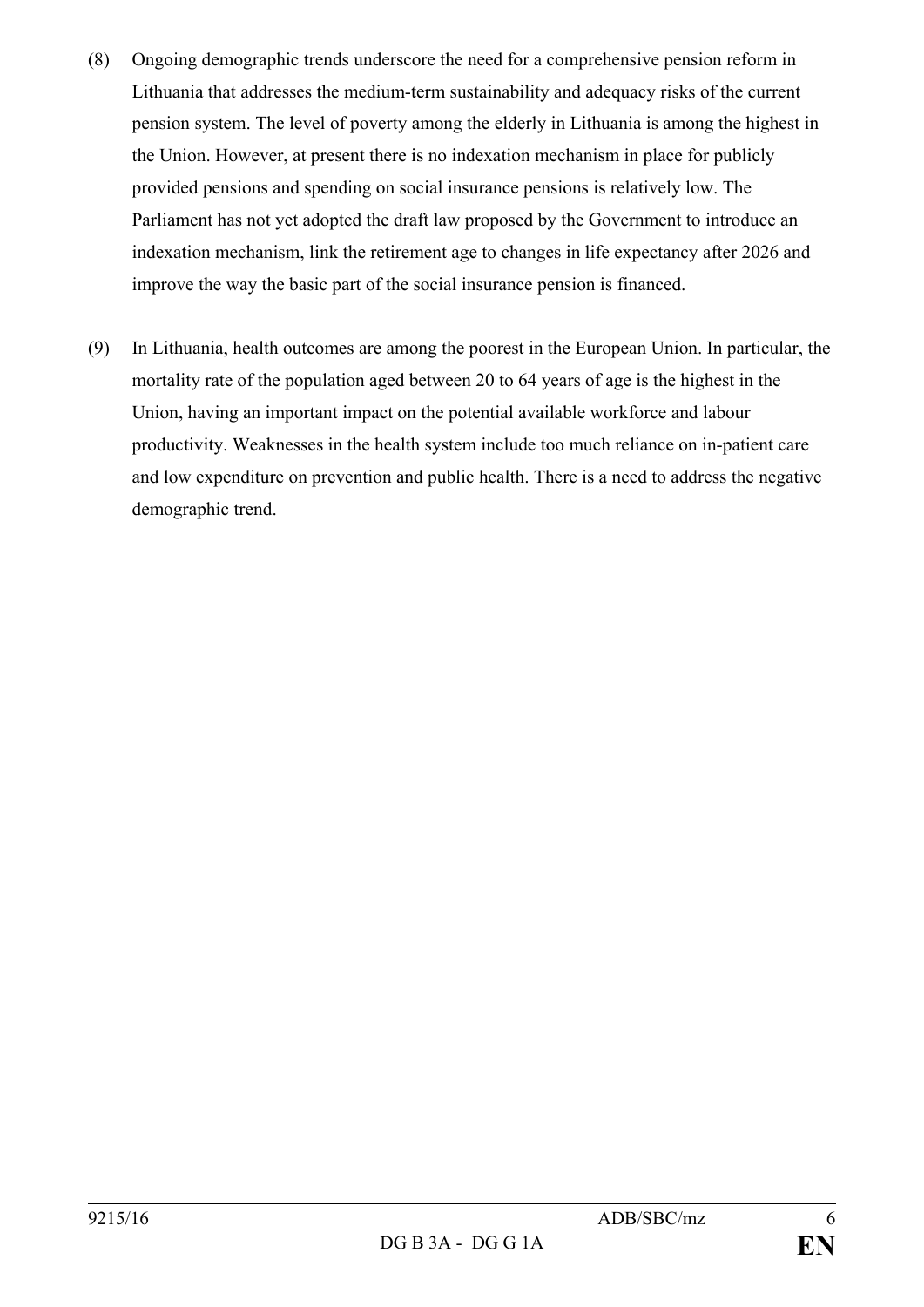(8) Ongoing demographic trends underscore the need for a comprehensive pension reform in Lithuania that addresses the medium-term sustainability and adequacy risks of the current pension system. The level of poverty among the elderly in Lithuania is among the highest in the Union. However, at present there is no indexation mechanism in place for publicly provided pensions and spending on social insurance pensions is relatively low. The Parliament has not yet adopted the draft law proposed by the Government to introduce an indexation mechanism, link the retirement age to changes in life expectancy after 2026 and improve the way the basic part of the social insurance pension is financed.

(9) In Lithuania, health outcomes are among the poorest in the European Union. In particular, the mortality rate of the population aged between 20 to 64 years of age is the highest in the Union, having an important impact on the potential available workforce and labour productivity. Weaknesses in the health system include too much reliance on in-patient care and low expenditure on prevention and public health. There is a need to address the negative demographic trend.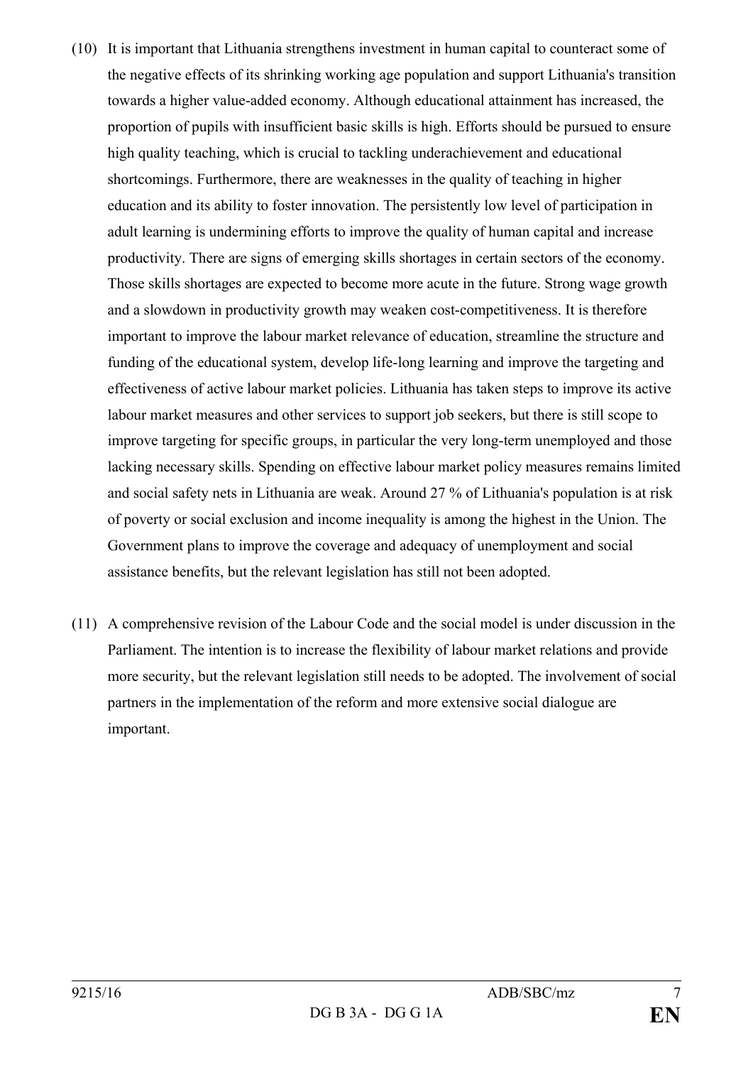(10) It is important that Lithuania strengthens investment in human capital to counteract some of the negative effects of its shrinking working age population and support Lithuania's transition towards a higher value-added economy. Although educational attainment has increased, the proportion of pupils with insufficient basic skills is high. Efforts should be pursued to ensure high quality teaching, which is crucial to tackling underachievement and educational shortcomings. Furthermore, there are weaknesses in the quality of teaching in higher education and its ability to foster innovation. The persistently low level of participation in adult learning is undermining efforts to improve the quality of human capital and increase productivity. There are signs of emerging skills shortages in certain sectors of the economy. Those skills shortages are expected to become more acute in the future. Strong wage growth and a slowdown in productivity growth may weaken cost-competitiveness. It is therefore important to improve the labour market relevance of education, streamline the structure and funding of the educational system, develop life-long learning and improve the targeting and effectiveness of active labour market policies. Lithuania has taken steps to improve its active labour market measures and other services to support job seekers, but there is still scope to improve targeting for specific groups, in particular the very long-term unemployed and those lacking necessary skills. Spending on effective labour market policy measures remains limited and social safety nets in Lithuania are weak. Around 27 % of Lithuania's population is at risk of poverty or social exclusion and income inequality is among the highest in the Union. The Government plans to improve the coverage and adequacy of unemployment and social assistance benefits, but the relevant legislation has still not been adopted.

(11) A comprehensive revision of the Labour Code and the social model is under discussion in the Parliament. The intention is to increase the flexibility of labour market relations and provide more security, but the relevant legislation still needs to be adopted. The involvement of social partners in the implementation of the reform and more extensive social dialogue are important.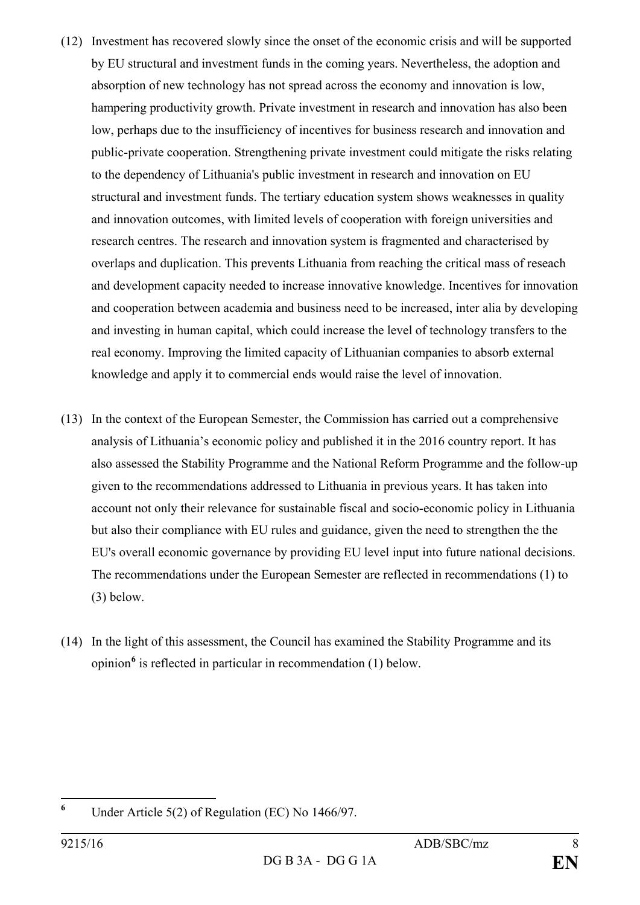(12) Investment has recovered slowly since the onset of the economic crisis and will be supported by EU structural and investment funds in the coming years. Nevertheless, the adoption and absorption of new technology has not spread across the economy and innovation is low, hampering productivity growth. Private investment in research and innovation has also been low, perhaps due to the insufficiency of incentives for business research and innovation and public-private cooperation. Strengthening private investment could mitigate the risks relating to the dependency of Lithuania's public investment in research and innovation on EU structural and investment funds. The tertiary education system shows weaknesses in quality and innovation outcomes, with limited levels of cooperation with foreign universities and research centres. The research and innovation system is fragmented and characterised by overlaps and duplication. This prevents Lithuania from reaching the critical mass of reseach and development capacity needed to increase innovative knowledge. Incentives for innovation and cooperation between academia and business need to be increased, inter alia by developing and investing in human capital, which could increase the level of technology transfers to the real economy. Improving the limited capacity of Lithuanian companies to absorb external knowledge and apply it to commercial ends would raise the level of innovation.

(13) In the context of the European Semester, the Commission has carried out a comprehensive analysis of Lithuania's economic policy and published it in the 2016 country report. It has also assessed the Stability Programme and the National Reform Programme and the follow-up given to the recommendations addressed to Lithuania in previous years. It has taken into account not only their relevance for sustainable fiscal and socio-economic policy in Lithuania but also their compliance with EU rules and guidance, given the need to strengthen the the EU's overall economic governance by providing EU level input into future national decisions. The recommendations under the European Semester are reflected in recommendations (1) to (3) below.

(14) In the light of this assessment, the Council has examined the Stability Programme and its opinion[6] is reflected in particular in recommendation (1) below.

[6] Under Article 5(2) of Regulation (EC) No 1466/97.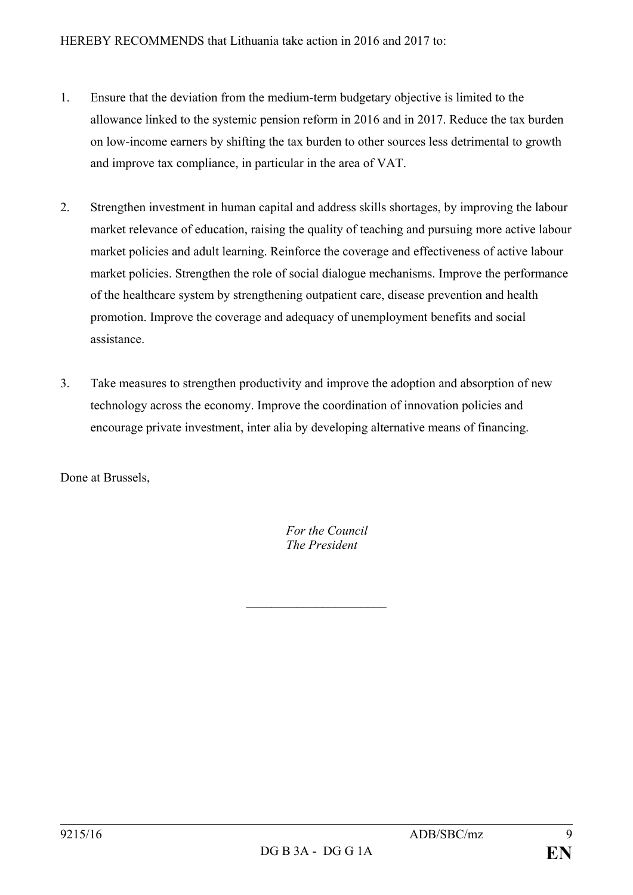HEREBY RECOMMENDS that Lithuania take action in 2016 and 2017 to:

1. Ensure that the deviation from the medium-term budgetary objective is limited to the allowance linked to the systemic pension reform in 2016 and in 2017. Reduce the tax burden on low-income earners by shifting the tax burden to other sources less detrimental to growth and improve tax compliance, in particular in the area of VAT.

2. Strengthen investment in human capital and address skills shortages, by improving the labour market relevance of education, raising the quality of teaching and pursuing more active labour market policies and adult learning. Reinforce the coverage and effectiveness of active labour market policies. Strengthen the role of social dialogue mechanisms. Improve the performance of the healthcare system by strengthening outpatient care, disease prevention and health promotion. Improve the coverage and adequacy of unemployment benefits and social assistance.

3. Take measures to strengthen productivity and improve the adoption and absorption of new technology across the economy. Improve the coordination of innovation policies and encourage private investment, inter alia by developing alternative means of financing.

Done at Brussels,

*For the Council*
*The President*